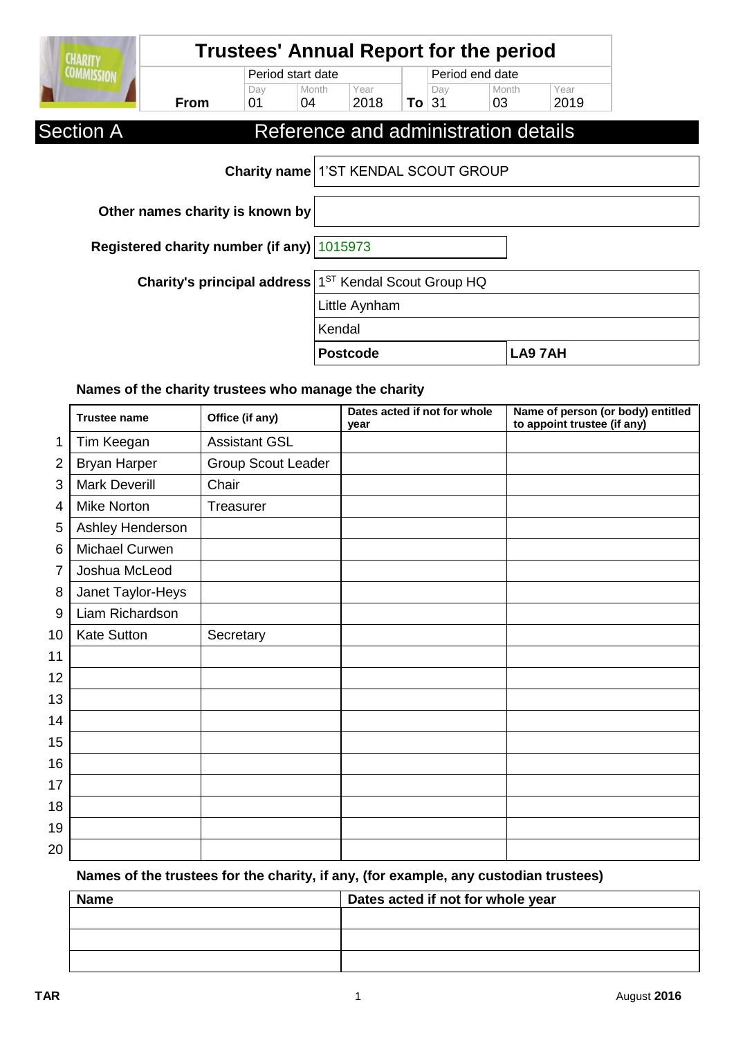# Trustees' Annual Report for the period

| | Period start date | | | | Period end date | | |
|---|---|---|---|---|---|---|---|
| | Day | Month | Year | | Day | Month | Year |
| **From** | 01 | 04 | 2018 | **To** | 31 | 03 | 2019 |

## Section A Reference and administration details

**Charity name** 1'ST KENDAL SCOUT GROUP

**Other names charity is known by**

**Registered charity number (if any)** 1015973

**Charity's principal address**
1ST Kendal Scout Group HQ
Little Aynham
Kendal
**Postcode** **LA9 7AH**

### Names of the charity trustees who manage the charity

| | Trustee name | Office (if any) | Dates acted if not for whole year | Name of person (or body) entitled to appoint trustee (if any) |
|---|---|---|---|---|
| 1 | Tim Keegan | Assistant GSL | | |
| 2 | Bryan Harper | Group Scout Leader | | |
| 3 | Mark Deverill | Chair | | |
| 4 | Mike Norton | Treasurer | | |
| 5 | Ashley Henderson | | | |
| 6 | Michael Curwen | | | |
| 7 | Joshua McLeod | | | |
| 8 | Janet Taylor-Heys | | | |
| 9 | Liam Richardson | | | |
| 10 | Kate Sutton | Secretary | | |
| 11 | | | | |
| 12 | | | | |
| 13 | | | | |
| 14 | | | | |
| 15 | | | | |
| 16 | | | | |
| 17 | | | | |
| 18 | | | | |
| 19 | | | | |
| 20 | | | | |

### Names of the trustees for the charity, if any, (for example, any custodian trustees)

| Name | Dates acted if not for whole year |
|---|---|
| | |
| | |
| | |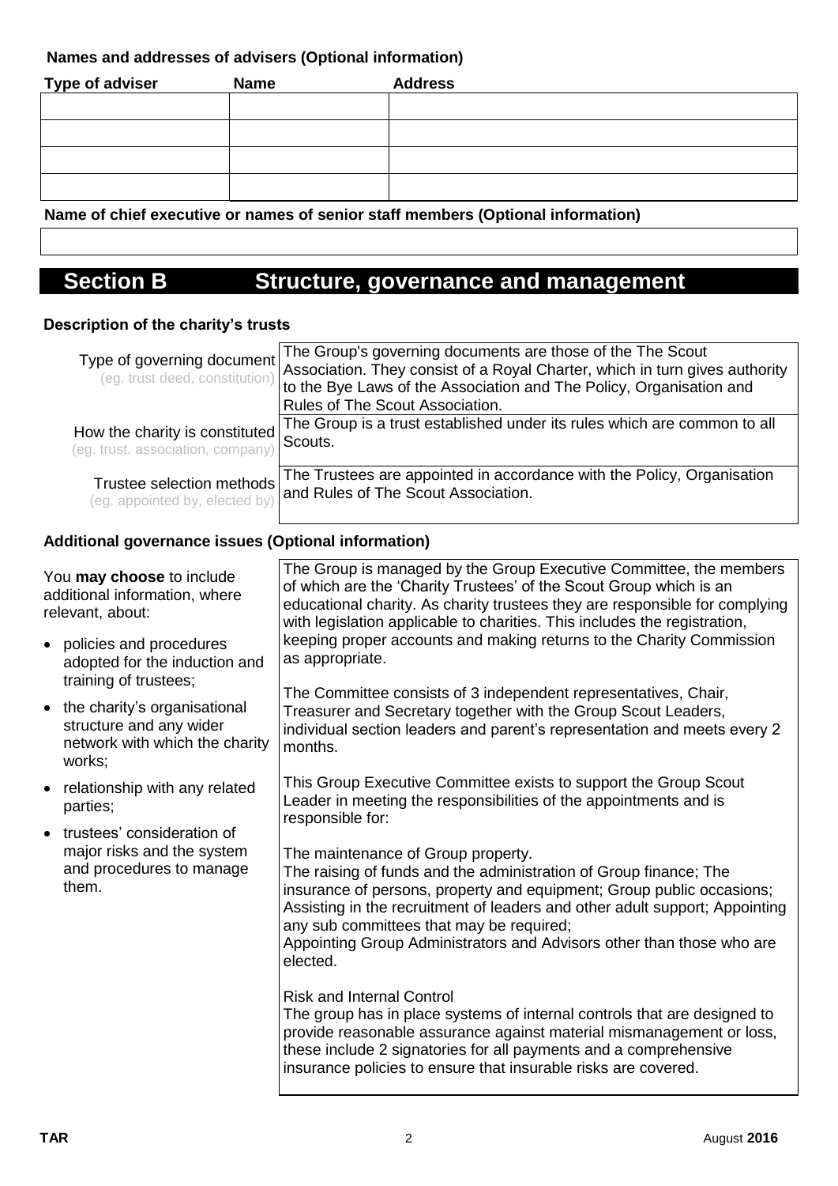**Names and addresses of advisers (Optional information)**

| Type of adviser | Name | Address |
| --- | --- | --- |
| | | |
| | | |
| | | |
| | | |

**Name of chief executive or names of senior staff members (Optional information)**

| |
| --- |
| |

# Section B Structure, governance and management

**Description of the charity's trusts**

| | |
| --- | --- |
| Type of governing document (eg. trust deed, constitution) | The Group's governing documents are those of the The Scout Association. They consist of a Royal Charter, which in turn gives authority to the Bye Laws of the Association and The Policy, Organisation and Rules of The Scout Association. |
| How the charity is constituted (eg. trust, association, company) | The Group is a trust established under its rules which are common to all Scouts. |
| Trustee selection methods (eg. appointed by, elected by) | The Trustees are appointed in accordance with the Policy, Organisation and Rules of The Scout Association. |

**Additional governance issues (Optional information)**

You **may choose** to include additional information, where relevant, about:

- policies and procedures adopted for the induction and training of trustees;
- the charity's organisational structure and any wider network with which the charity works;
- relationship with any related parties;
- trustees' consideration of major risks and the system and procedures to manage them.

The Group is managed by the Group Executive Committee, the members of which are the 'Charity Trustees' of the Scout Group which is an educational charity. As charity trustees they are responsible for complying with legislation applicable to charities. This includes the registration, keeping proper accounts and making returns to the Charity Commission as appropriate.

The Committee consists of 3 independent representatives, Chair, Treasurer and Secretary together with the Group Scout Leaders, individual section leaders and parent's representation and meets every 2 months.

This Group Executive Committee exists to support the Group Scout Leader in meeting the responsibilities of the appointments and is responsible for:

The maintenance of Group property.
The raising of funds and the administration of Group finance; The insurance of persons, property and equipment; Group public occasions; Assisting in the recruitment of leaders and other adult support; Appointing any sub committees that may be required;
Appointing Group Administrators and Advisors other than those who are elected.

Risk and Internal Control
The group has in place systems of internal controls that are designed to provide reasonable assurance against material mismanagement or loss, these include 2 signatories for all payments and a comprehensive insurance policies to ensure that insurable risks are covered.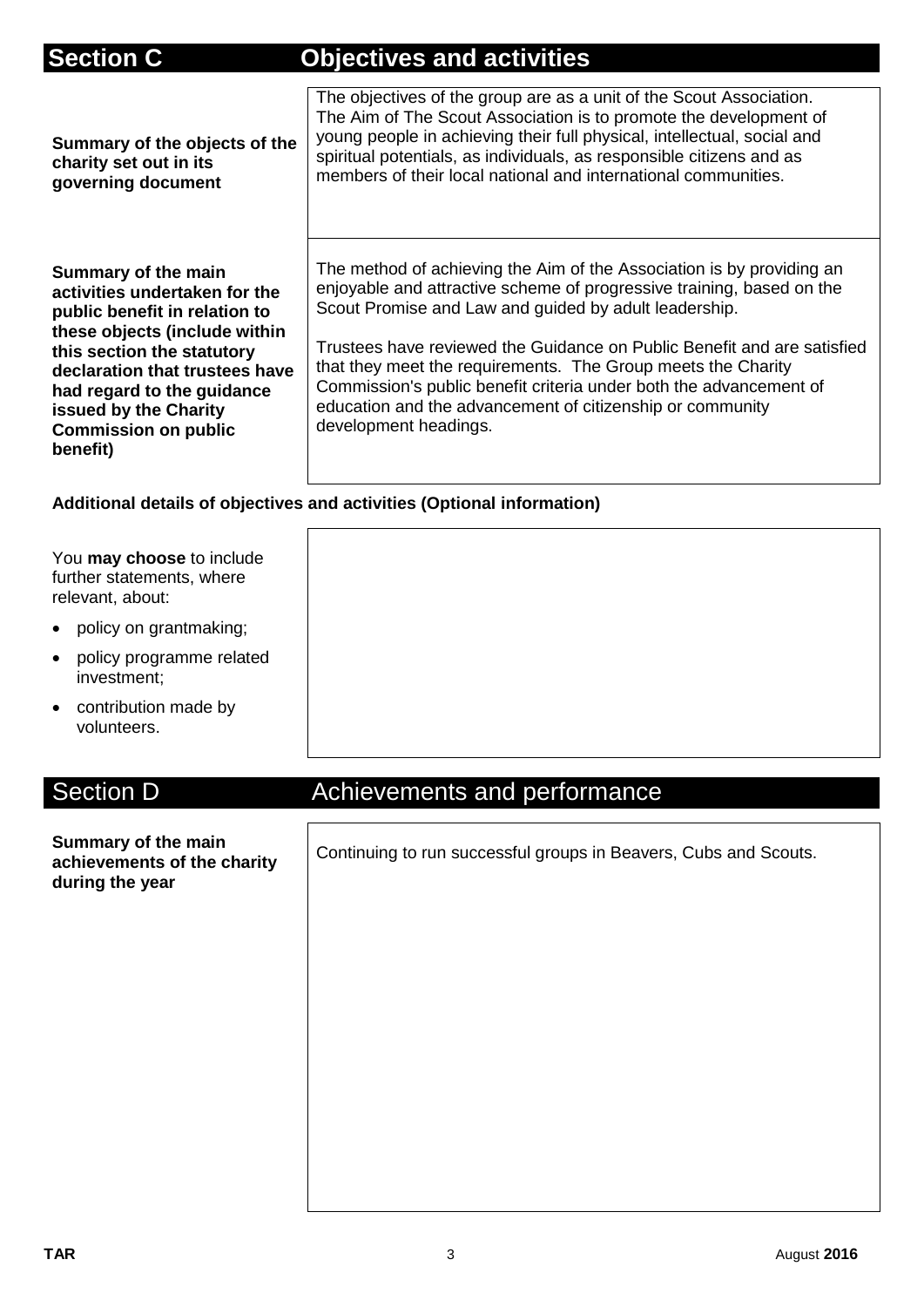## Section C Objectives and activities

| | |
|---|---|
| **Summary of the objects of the charity set out in its governing document** | The objectives of the group are as a unit of the Scout Association. The Aim of The Scout Association is to promote the development of young people in achieving their full physical, intellectual, social and spiritual potentials, as individuals, as responsible citizens and as members of their local national and international communities. |
| **Summary of the main activities undertaken for the public benefit in relation to these objects (include within this section the statutory declaration that trustees have had regard to the guidance issued by the Charity Commission on public benefit)** | The method of achieving the Aim of the Association is by providing an enjoyable and attractive scheme of progressive training, based on the Scout Promise and Law and guided by adult leadership.<br><br>Trustees have reviewed the Guidance on Public Benefit and are satisfied that they meet the requirements. The Group meets the Charity Commission's public benefit criteria under both the advancement of education and the advancement of citizenship or community development headings. |

**Additional details of objectives and activities (Optional information)**

You **may choose** to include further statements, where relevant, about:

- policy on grantmaking;
- policy programme related investment;
- contribution made by volunteers.

## Section D Achievements and performance

| | |
|---|---|
| **Summary of the main achievements of the charity during the year** | Continuing to run successful groups in Beavers, Cubs and Scouts. |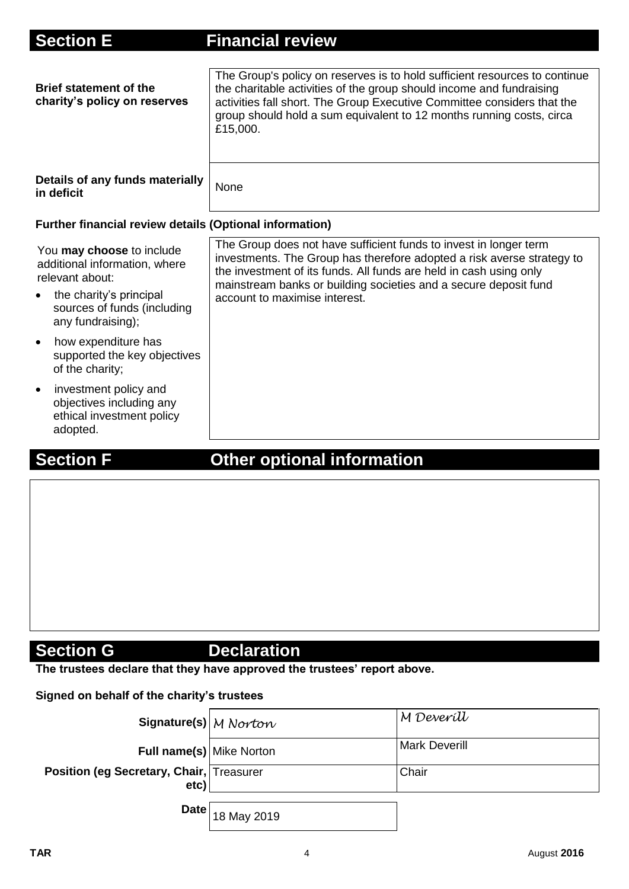## Section E Financial review

| | |
|---|---|
| **Brief statement of the charity's policy on reserves** | The Group's policy on reserves is to hold sufficient resources to continue the charitable activities of the group should income and fundraising activities fall short. The Group Executive Committee considers that the group should hold a sum equivalent to 12 months running costs, circa £15,000. |
| **Details of any funds materially in deficit** | None |

**Further financial review details (Optional information)**

| | |
|---|---|
| You **may choose** to include additional information, where relevant about: <br>• the charity's principal sources of funds (including any fundraising); <br>• how expenditure has supported the key objectives of the charity; <br>• investment policy and objectives including any ethical investment policy adopted. | The Group does not have sufficient funds to invest in longer term investments. The Group has therefore adopted a risk averse strategy to the investment of its funds. All funds are held in cash using only mainstream banks or building societies and a secure deposit fund account to maximise interest. |

## Section F Other optional information

## Section G Declaration

**The trustees declare that they have approved the trustees' report above.**

**Signed on behalf of the charity's trustees**

| | | |
|---|---|---|
| **Signature(s)** | *M Norton* | *M Deverill* |
| **Full name(s)** | Mike Norton | Mark Deverill |
| **Position (eg Secretary, Chair, etc)** | Treasurer | Chair |
| **Date** | 18 May 2019 | |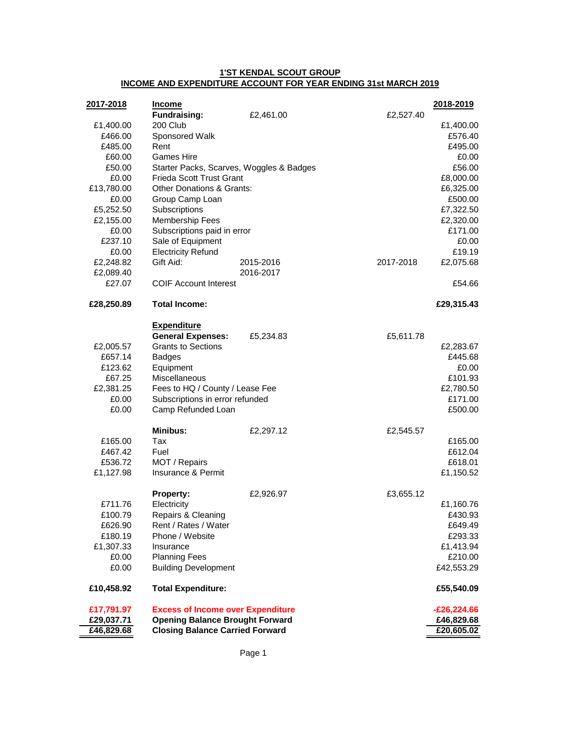**1'ST KENDAL SCOUT GROUP**
**INCOME AND EXPENDITURE ACCOUNT FOR YEAR ENDING 31st MARCH 2019**

| 2017-2018 | Income | | | 2018-2019 |
|---|---|---|---|---|
| | **Fundraising:** | £2,461.00 | £2,527.40 | |
| £1,400.00 | 200 Club | | | £1,400.00 |
| £466.00 | Sponsored Walk | | | £576.40 |
| £485.00 | Rent | | | £495.00 |
| £60.00 | Games Hire | | | £0.00 |
| £50.00 | Starter Packs, Scarves, Woggles & Badges | | | £56.00 |
| £0.00 | Frieda Scott Trust Grant | | | £8,000.00 |
| £13,780.00 | Other Donations & Grants: | | | £6,325.00 |
| £0.00 | Group Camp Loan | | | £500.00 |
| £5,252.50 | Subscriptions | | | £7,322.50 |
| £2,155.00 | Membership Fees | | | £2,320.00 |
| £0.00 | Subscriptions paid in error | | | £171.00 |
| £237.10 | Sale of Equipment | | | £0.00 |
| £0.00 | Electricity Refund | | | £19.19 |
| £2,248.82 | Gift Aid: | 2015-2016 | 2017-2018 | £2,075.68 |
| £2,089.40 | | 2016-2017 | | |
| £27.07 | COIF Account Interest | | | £54.66 |
| **£28,250.89** | **Total Income:** | | | **£29,315.43** |
| | **Expenditure** | | | |
| | **General Expenses:** | £5,234.83 | £5,611.78 | |
| £2,005.57 | Grants to Sections | | | £2,283.67 |
| £657.14 | Badges | | | £445.68 |
| £123.62 | Equipment | | | £0.00 |
| £67.25 | Miscellaneous | | | £101.93 |
| £2,381.25 | Fees to HQ / County / Lease Fee | | | £2,780.50 |
| £0.00 | Subscriptions in error refunded | | | £171.00 |
| £0.00 | Camp Refunded Loan | | | £500.00 |
| | **Minibus:** | £2,297.12 | £2,545.57 | |
| £165.00 | Tax | | | £165.00 |
| £467.42 | Fuel | | | £612.04 |
| £536.72 | MOT / Repairs | | | £618.01 |
| £1,127.98 | Insurance & Permit | | | £1,150.52 |
| | **Property:** | £2,926.97 | £3,655.12 | |
| £711.76 | Electricity | | | £1,160.76 |
| £100.79 | Repairs & Cleaning | | | £430.93 |
| £626.90 | Rent / Rates / Water | | | £649.49 |
| £180.19 | Phone / Website | | | £293.33 |
| £1,307.33 | Insurance | | | £1,413.94 |
| £0.00 | Planning Fees | | | £210.00 |
| £0.00 | Building Development | | | £42,553.29 |
| **£10,458.92** | **Total Expenditure:** | | | **£55,540.09** |
| **£17,791.97** | **Excess of Income over Expenditure** | | | **-£26,224.66** |
| **£29,037.71** | **Opening Balance Brought Forward** | | | **£46,829.68** |
| **£46,829.68** | **Closing Balance Carried Forward** | | | **£20,605.02** |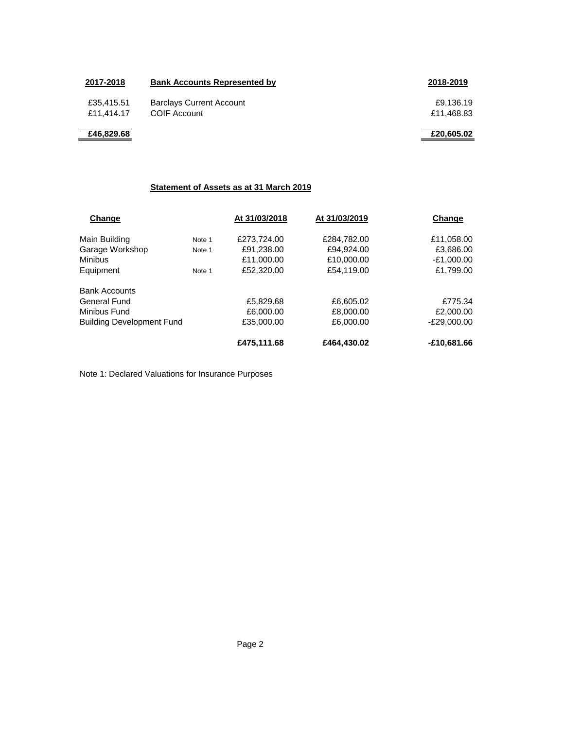| 2017-2018 | Bank Accounts Represented by | 2018-2019 |
|---|---|---|
| £35,415.51 | Barclays Current Account | £9,136.19 |
| £11,414.17 | COIF Account | £11,468.83 |
| **£46,829.68** | | **£20,605.02** |

## Statement of Assets as at 31 March 2019

| Change | | At 31/03/2018 | At 31/03/2019 | Change |
|---|---|---|---|---|
| Main Building | Note 1 | £273,724.00 | £284,782.00 | £11,058.00 |
| Garage Workshop | Note 1 | £91,238.00 | £94,924.00 | £3,686.00 |
| Minibus | | £11,000.00 | £10,000.00 | -£1,000.00 |
| Equipment | Note 1 | £52,320.00 | £54,119.00 | £1,799.00 |
| Bank Accounts | | | | |
| General Fund | | £5,829.68 | £6,605.02 | £775.34 |
| Minibus Fund | | £6,000.00 | £8,000.00 | £2,000.00 |
| Building Development Fund | | £35,000.00 | £6,000.00 | -£29,000.00 |
| | | **£475,111.68** | **£464,430.02** | **-£10,681.66** |

Note 1: Declared Valuations for Insurance Purposes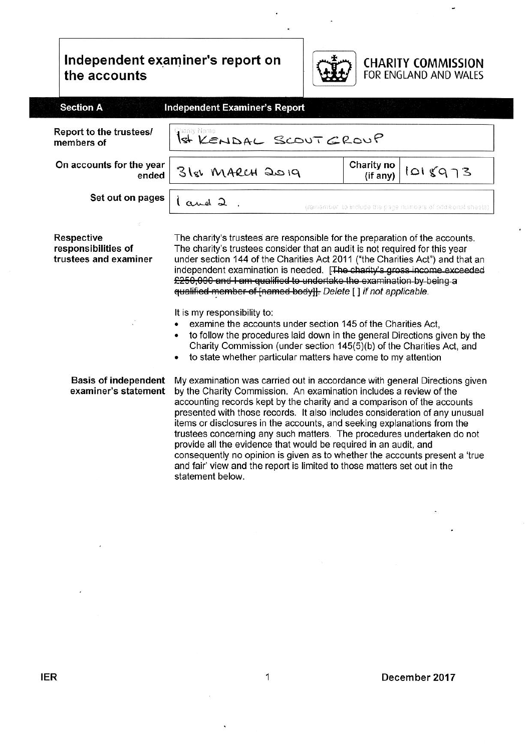# Independent examiner's report on the accounts

**CHARITY COMMISSION**
FOR ENGLAND AND WALES

## Section A — Independent Examiner's Report

| | | | |
|---|---|---|---|
| **Report to the trustees/ members of** | Charity Name: 1st KENDAL SCOUT GROUP | | |
| **On accounts for the year ended** | 31st MARCH 2019 | **Charity no (if any)** | 1018973 |
| **Set out on pages** | 1 and 2. (remember to include the page numbers of additional sheets) | | |

**Respective responsibilities of trustees and examiner**

The charity's trustees are responsible for the preparation of the accounts. The charity's trustees consider that an audit is not required for this year under section 144 of the Charities Act 2011 ("the Charities Act") and that an independent examination is needed. ~~[The charity's gross income exceeded £250,000 and I am qualified to undertake the examination by being a qualified member of [named body]]~~. *Delete [ ] if not applicable.*

It is my responsibility to:

- examine the accounts under section 145 of the Charities Act,
- to follow the procedures laid down in the general Directions given by the Charity Commission (under section 145(5)(b) of the Charities Act, and
- to state whether particular matters have come to my attention

**Basis of independent examiner's statement**

My examination was carried out in accordance with general Directions given by the Charity Commission. An examination includes a review of the accounting records kept by the charity and a comparison of the accounts presented with those records. It also includes consideration of any unusual items or disclosures in the accounts, and seeking explanations from the trustees concerning any such matters. The procedures undertaken do not provide all the evidence that would be required in an audit, and consequently no opinion is given as to whether the accounts present a 'true and fair' view and the report is limited to those matters set out in the statement below.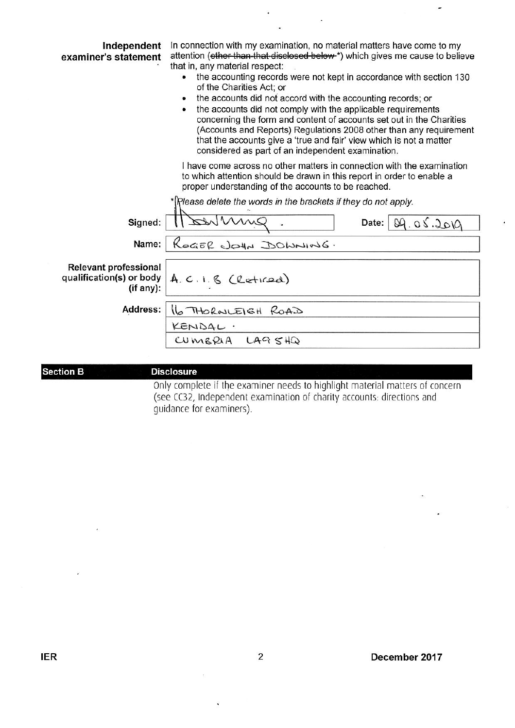**Independent examiner's statement**

In connection with my examination, no material matters have come to my attention (~~other than that disclosed below~~*) which gives me cause to believe that in, any material respect:

- the accounting records were not kept in accordance with section 130 of the Charities Act; or
- the accounts did not accord with the accounting records; or
- the accounts did not comply with the applicable requirements concerning the form and content of accounts set out in the Charities (Accounts and Reports) Regulations 2008 other than any requirement that the accounts give a 'true and fair' view which is not a matter considered as part of an independent examination.

I have come across no other matters in connection with the examination to which attention should be drawn in this report in order to enable a proper understanding of the accounts to be reached.

**Please delete the words in the brackets if they do not apply.*

| | |
|---|---|
| **Signed:** | R Downing |
| **Date:** | 09.05.2019 |
| **Name:** | ROGER JOHN DOWNING. |
| **Relevant professional qualification(s) or body (if any):** | A.C.I.B (Retired) |
| **Address:** | 16 THORNLEIGH ROAD<br>KENDAL.<br>CUMBRIA LA9 5HQ |

## Section B Disclosure

Only complete if the examiner needs to highlight material matters of concern (see CC32, Independent examination of charity accounts: directions and guidance for examiners).